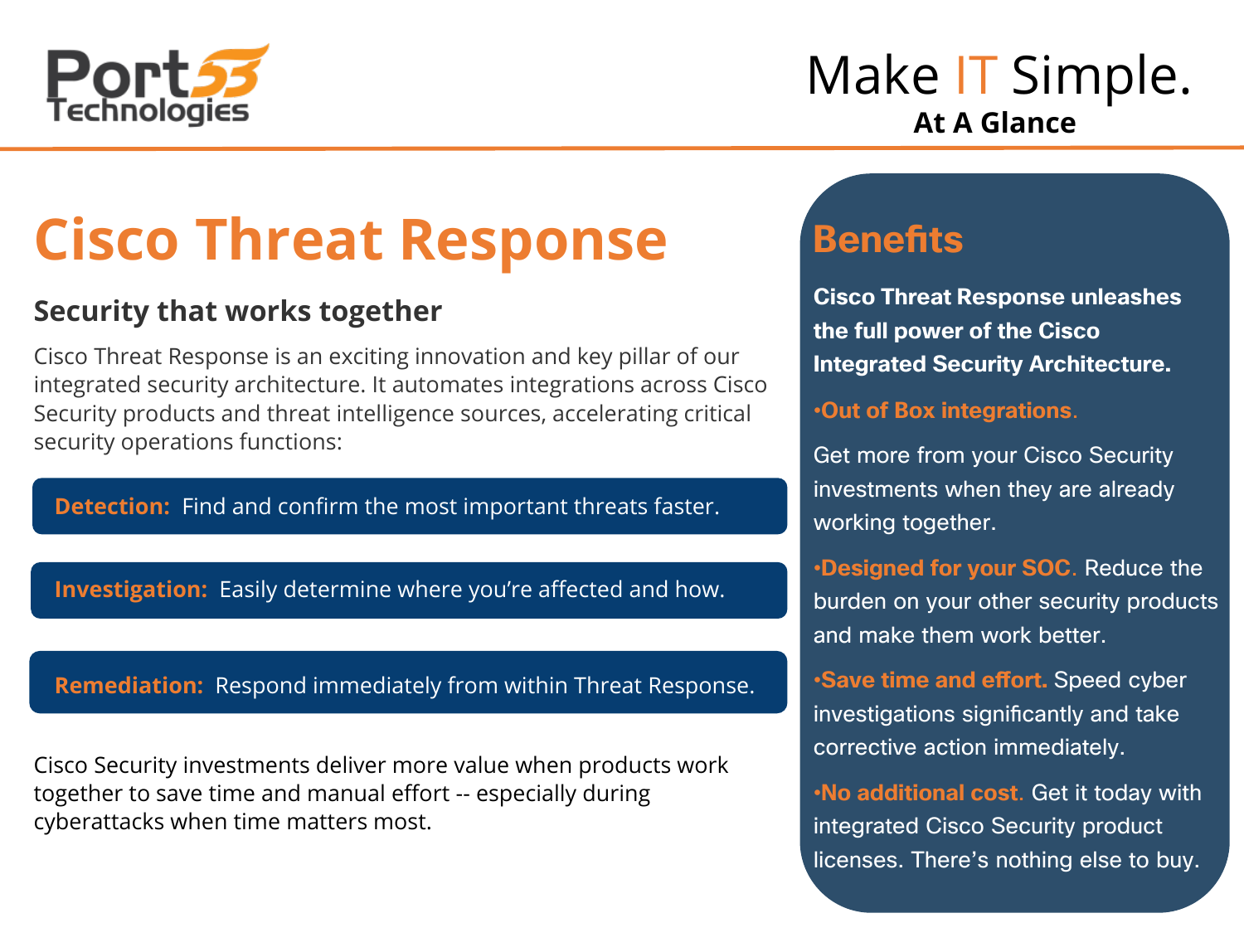Port53 Technologies

Make IT Simple.
**At A Glance**

# Cisco Threat Response

## Security that works together

Cisco Threat Response is an exciting innovation and key pillar of our integrated security architecture. It automates integrations across Cisco Security products and threat intelligence sources, accelerating critical security operations functions:

**Detection:** Find and confirm the most important threats faster.

**Investigation:** Easily determine where you're affected and how.

**Remediation:** Respond immediately from within Threat Response.

Cisco Security investments deliver more value when products work together to save time and manual effort -- especially during cyberattacks when time matters most.

## Benefits

**Cisco Threat Response unleashes the full power of the Cisco Integrated Security Architecture.**

- **Out of Box integrations.**

  Get more from your Cisco Security investments when they are already working together.

- **Designed for your SOC.** Reduce the burden on your other security products and make them work better.

- **Save time and effort.** Speed cyber investigations significantly and take corrective action immediately.

- **No additional cost.** Get it today with integrated Cisco Security product licenses. There's nothing else to buy.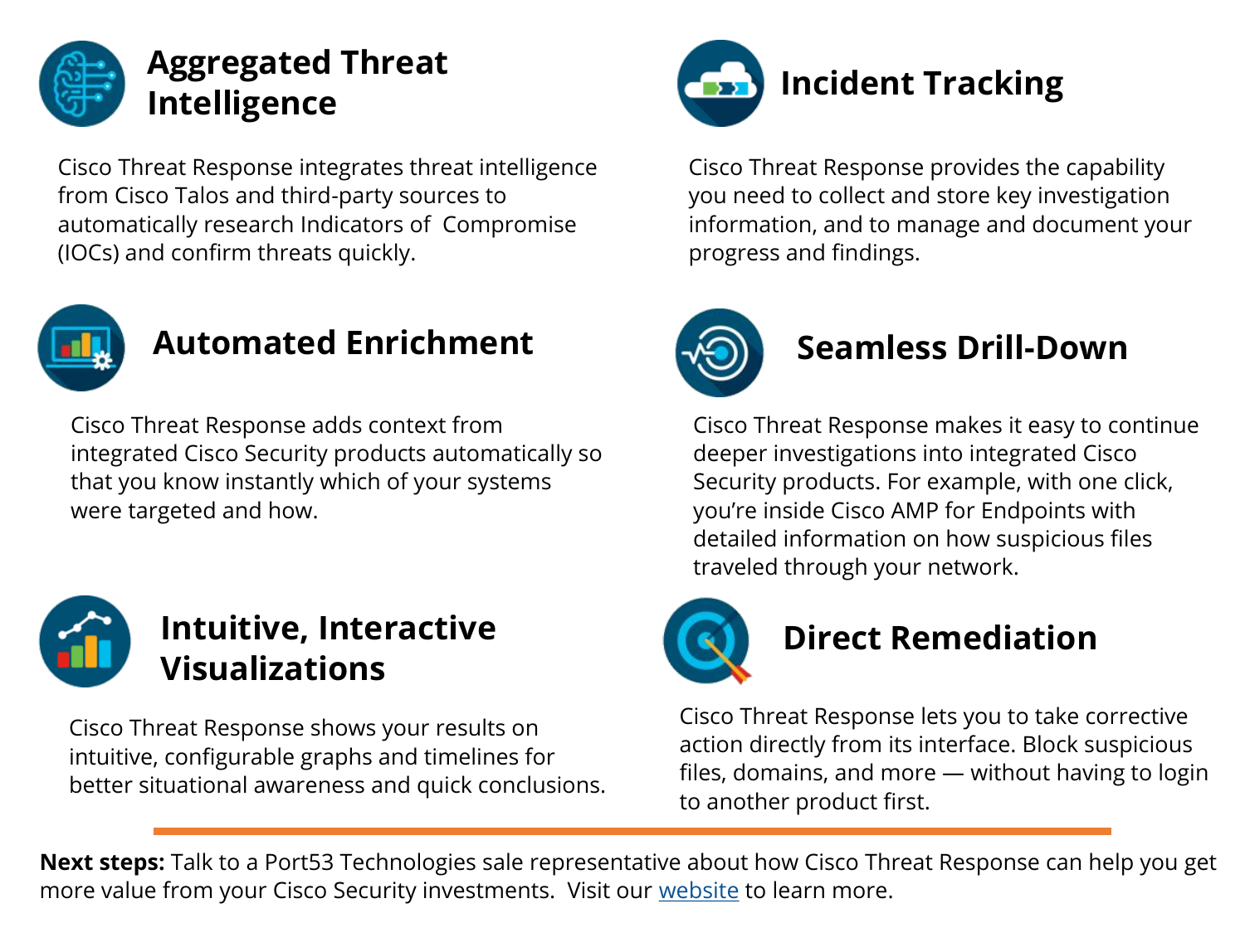## Aggregated Threat Intelligence

Cisco Threat Response integrates threat intelligence from Cisco Talos and third-party sources to automatically research Indicators of Compromise (IOCs) and confirm threats quickly.

## Automated Enrichment

Cisco Threat Response adds context from integrated Cisco Security products automatically so that you know instantly which of your systems were targeted and how.

## Intuitive, Interactive Visualizations

Cisco Threat Response shows your results on intuitive, configurable graphs and timelines for better situational awareness and quick conclusions.

## Incident Tracking

Cisco Threat Response provides the capability you need to collect and store key investigation information, and to manage and document your progress and findings.

## Seamless Drill-Down

Cisco Threat Response makes it easy to continue deeper investigations into integrated Cisco Security products. For example, with one click, you're inside Cisco AMP for Endpoints with detailed information on how suspicious files traveled through your network.

## Direct Remediation

Cisco Threat Response lets you to take corrective action directly from its interface. Block suspicious files, domains, and more — without having to login to another product first.

---

**Next steps:** Talk to a Port53 Technologies sale representative about how Cisco Threat Response can help you get more value from your Cisco Security investments. Visit our website to learn more.